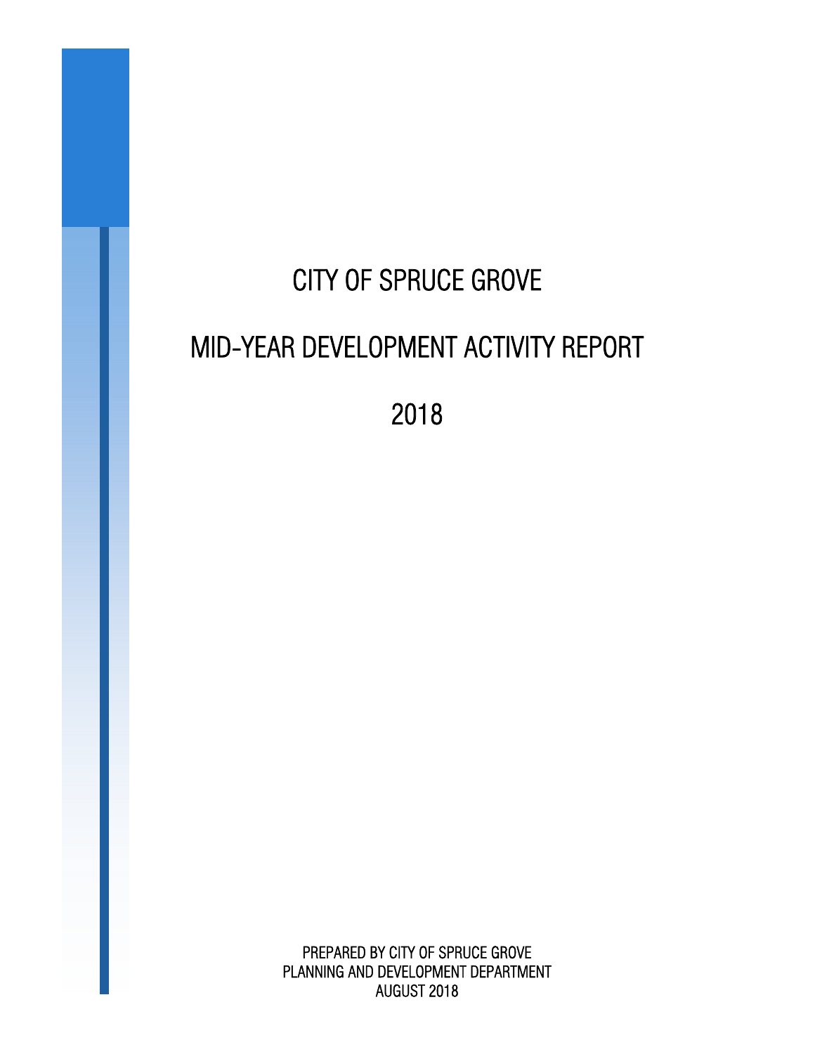# CITY OF SPRUCE GROVE

# MID-YEAR DEVELOPMENT ACTIVITY REPORT

# 2018

PREPARED BY CITY OF SPRUCE GROVE
PLANNING AND DEVELOPMENT DEPARTMENT
AUGUST 2018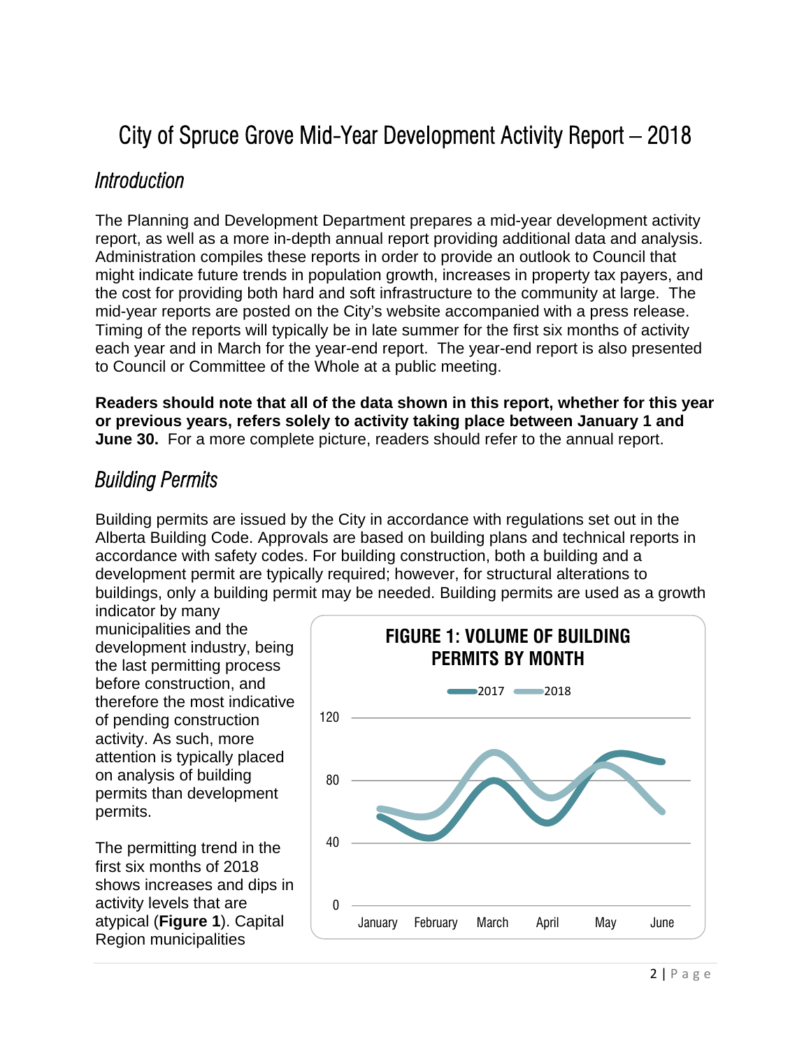# City of Spruce Grove Mid-Year Development Activity Report – 2018

## Introduction

The Planning and Development Department prepares a mid-year development activity report, as well as a more in-depth annual report providing additional data and analysis. Administration compiles these reports in order to provide an outlook to Council that might indicate future trends in population growth, increases in property tax payers, and the cost for providing both hard and soft infrastructure to the community at large. The mid-year reports are posted on the City's website accompanied with a press release. Timing of the reports will typically be in late summer for the first six months of activity each year and in March for the year-end report. The year-end report is also presented to Council or Committee of the Whole at a public meeting.

**Readers should note that all of the data shown in this report, whether for this year or previous years, refers solely to activity taking place between January 1 and June 30.** For a more complete picture, readers should refer to the annual report.

## Building Permits

Building permits are issued by the City in accordance with regulations set out in the Alberta Building Code. Approvals are based on building plans and technical reports in accordance with safety codes. For building construction, both a building and a development permit are typically required; however, for structural alterations to buildings, only a building permit may be needed. Building permits are used as a growth indicator by many municipalities and the development industry, being the last permitting process before construction, and therefore the most indicative of pending construction activity. As such, more attention is typically placed on analysis of building permits than development permits.

The permitting trend in the first six months of 2018 shows increases and dips in activity levels that are atypical (**Figure 1**). Capital Region municipalities

**FIGURE 1: VOLUME OF BUILDING PERMITS BY MONTH**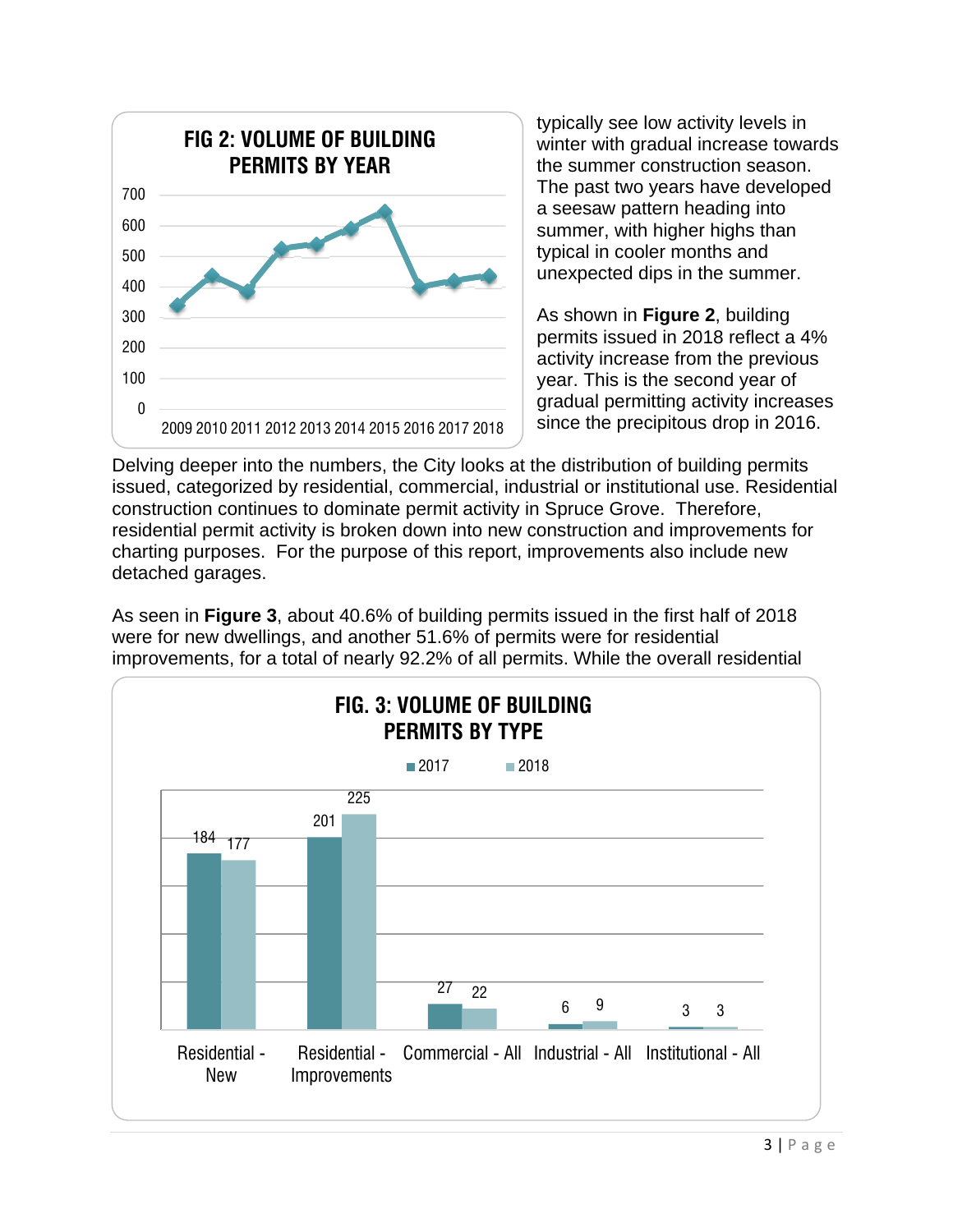**FIG 2: VOLUME OF BUILDING PERMITS BY YEAR**

typically see low activity levels in winter with gradual increase towards the summer construction season. The past two years have developed a seesaw pattern heading into summer, with higher highs than typical in cooler months and unexpected dips in the summer.

As shown in **Figure 2**, building permits issued in 2018 reflect a 4% activity increase from the previous year. This is the second year of gradual permitting activity increases since the precipitous drop in 2016.

Delving deeper into the numbers, the City looks at the distribution of building permits issued, categorized by residential, commercial, industrial or institutional use. Residential construction continues to dominate permit activity in Spruce Grove. Therefore, residential permit activity is broken down into new construction and improvements for charting purposes. For the purpose of this report, improvements also include new detached garages.

As seen in **Figure 3**, about 40.6% of building permits issued in the first half of 2018 were for new dwellings, and another 51.6% of permits were for residential improvements, for a total of nearly 92.2% of all permits. While the overall residential

**FIG. 3: VOLUME OF BUILDING PERMITS BY TYPE**

| Type | 2017 | 2018 |
|---|---|---|
| Residential - New | 184 | 177 |
| Residential - Improvements | 201 | 225 |
| Commercial - All | 27 | 22 |
| Industrial - All | 6 | 9 |
| Institutional - All | 3 | 3 |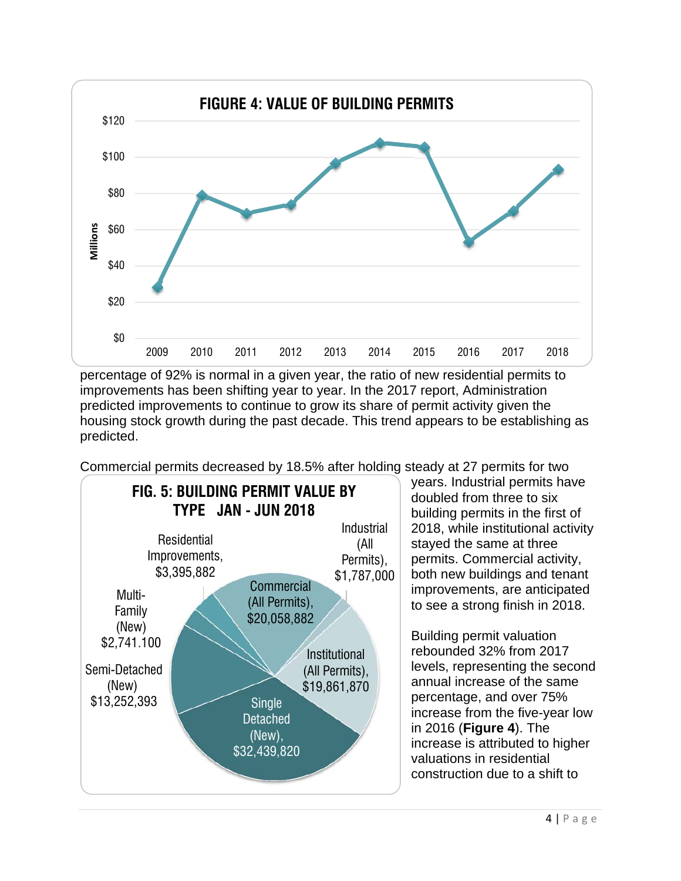**FIGURE 4: VALUE OF BUILDING PERMITS**

| Year | Value (Millions) |
|---|---|
| 2009 | ~$28 |
| 2010 | ~$79 |
| 2011 | ~$69 |
| 2012 | ~$74 |
| 2013 | ~$96 |
| 2014 | ~$108 |
| 2015 | ~$105 |
| 2016 | ~$53 |
| 2017 | ~$70 |
| 2018 | ~$93 |

percentage of 92% is normal in a given year, the ratio of new residential permits to improvements has been shifting year to year. In the 2017 report, Administration predicted improvements to continue to grow its share of permit activity given the housing stock growth during the past decade. This trend appears to be establishing as predicted.

Commercial permits decreased by 18.5% after holding steady at 27 permits for two years. Industrial permits have doubled from three to six building permits in the first of 2018, while institutional activity stayed the same at three permits. Commercial activity, both new buildings and tenant improvements, are anticipated to see a strong finish in 2018.

**FIG. 5: BUILDING PERMIT VALUE BY TYPE JAN - JUN 2018**

| Type | Value |
|---|---|
| Single Detached (New) | $32,439,820 |
| Commercial (All Permits) | $20,058,882 |
| Institutional (All Permits) | $19,861,870 |
| Semi-Detached (New) | $13,252,393 |
| Residential Improvements | $3,395,882 |
| Multi-Family (New) | $2,741.100 |
| Industrial (All Permits) | $1,787,000 |

Building permit valuation rebounded 32% from 2017 levels, representing the second annual increase of the same percentage, and over 75% increase from the five-year low in 2016 (**Figure 4**). The increase is attributed to higher valuations in residential construction due to a shift to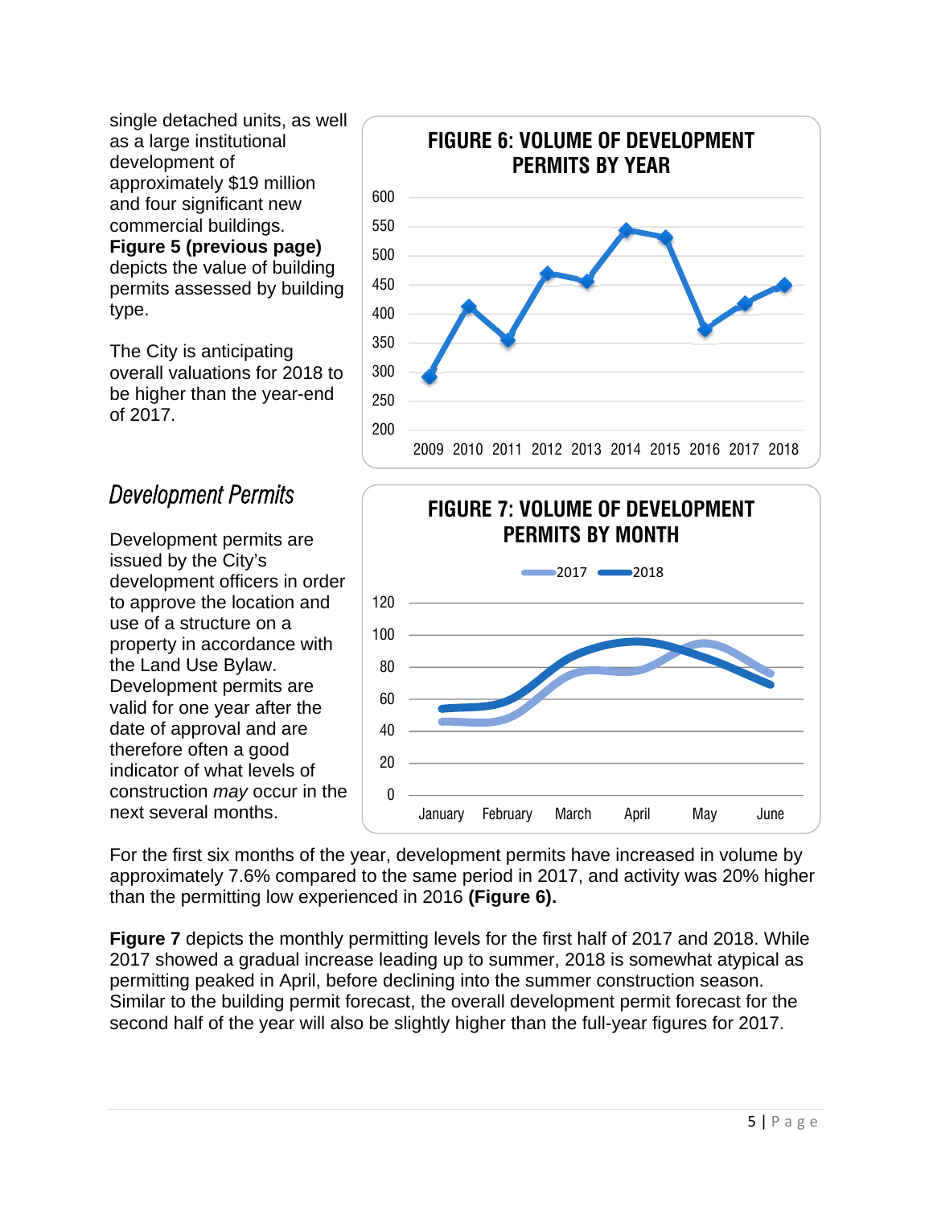single detached units, as well as a large institutional development of approximately $19 million and four significant new commercial buildings. **Figure 5 (previous page)** depicts the value of building permits assessed by building type.

The City is anticipating overall valuations for 2018 to be higher than the year-end of 2017.

**FIGURE 6: VOLUME OF DEVELOPMENT PERMITS BY YEAR**

**FIGURE 7: VOLUME OF DEVELOPMENT PERMITS BY MONTH**

## *Development Permits*

Development permits are issued by the City's development officers in order to approve the location and use of a structure on a property in accordance with the Land Use Bylaw. Development permits are valid for one year after the date of approval and are therefore often a good indicator of what levels of construction *may* occur in the next several months.

For the first six months of the year, development permits have increased in volume by approximately 7.6% compared to the same period in 2017, and activity was 20% higher than the permitting low experienced in 2016 **(Figure 6).**

**Figure 7** depicts the monthly permitting levels for the first half of 2017 and 2018. While 2017 showed a gradual increase leading up to summer, 2018 is somewhat atypical as permitting peaked in April, before declining into the summer construction season. Similar to the building permit forecast, the overall development permit forecast for the second half of the year will also be slightly higher than the full-year figures for 2017.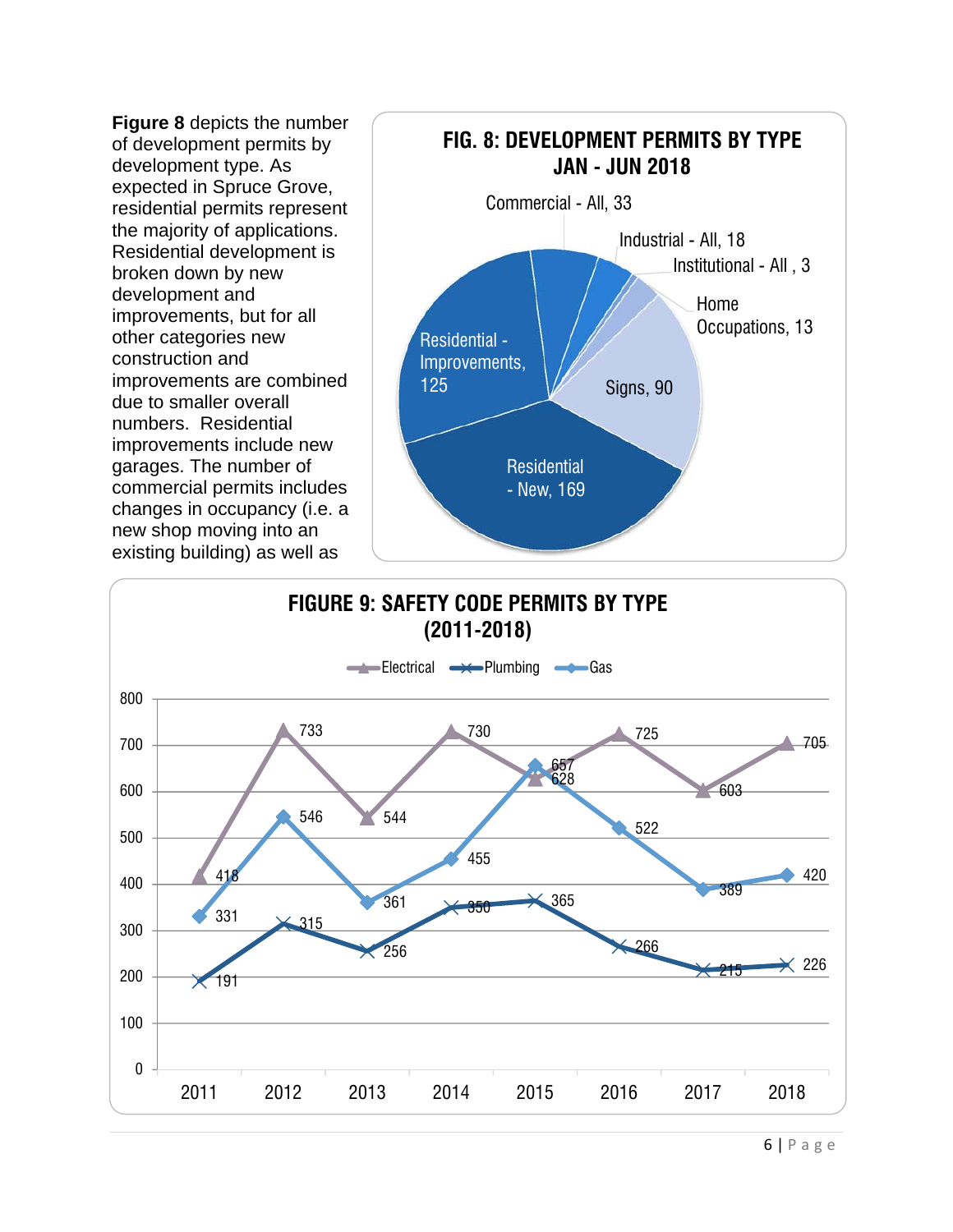**Figure 8** depicts the number of development permits by development type. As expected in Spruce Grove, residential permits represent the majority of applications. Residential development is broken down by new development and improvements, but for all other categories new construction and improvements are combined due to smaller overall numbers. Residential improvements include new garages. The number of commercial permits includes changes in occupancy (i.e. a new shop moving into an existing building) as well as

**FIG. 8: DEVELOPMENT PERMITS BY TYPE JAN - JUN 2018**

| Type | Permits |
| --- | --- |
| Residential - New | 169 |
| Residential - Improvements | 125 |
| Commercial - All | 33 |
| Industrial - All | 18 |
| Institutional - All | 3 |
| Home Occupations | 13 |
| Signs | 90 |

**FIGURE 9: SAFETY CODE PERMITS BY TYPE (2011-2018)**

| Year | Electrical | Plumbing | Gas |
| --- | --- | --- | --- |
| 2011 | 418 | 191 | 331 |
| 2012 | 733 | 315 | 546 |
| 2013 | 544 | 256 | 361 |
| 2014 | 730 | 350 | 455 |
| 2015 | 628 | 365 | 657 |
| 2016 | 725 | 266 | 522 |
| 2017 | 603 | 215 | 389 |
| 2018 | 705 | 226 | 420 |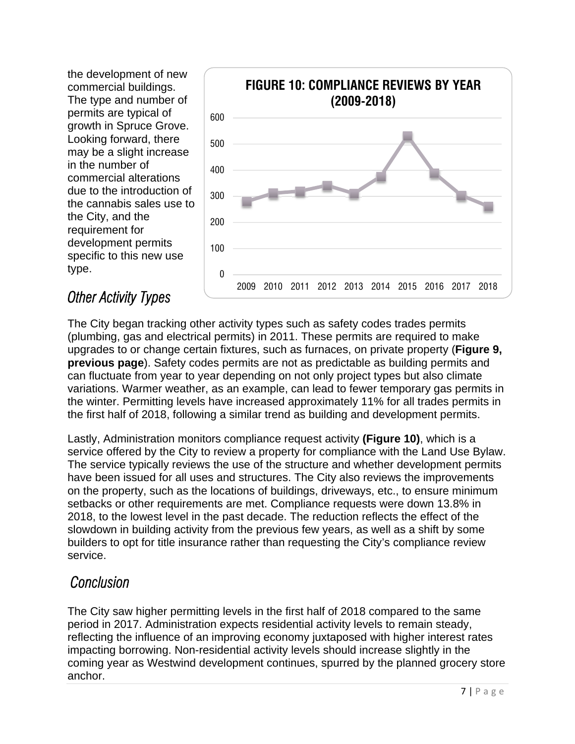the development of new commercial buildings. The type and number of permits are typical of growth in Spruce Grove. Looking forward, there may be a slight increase in the number of commercial alterations due to the introduction of the cannabis sales use to the City, and the requirement for development permits specific to this new use type.

FIGURE 10: COMPLIANCE REVIEWS BY YEAR (2009-2018)

600
500
400
300
200
100
0

2009 2010 2011 2012 2013 2014 2015 2016 2017 2018

## *Other Activity Types*

The City began tracking other activity types such as safety codes trades permits (plumbing, gas and electrical permits) in 2011. These permits are required to make upgrades to or change certain fixtures, such as furnaces, on private property (**Figure 9, previous page**). Safety codes permits are not as predictable as building permits and can fluctuate from year to year depending on not only project types but also climate variations. Warmer weather, as an example, can lead to fewer temporary gas permits in the winter. Permitting levels have increased approximately 11% for all trades permits in the first half of 2018, following a similar trend as building and development permits.

Lastly, Administration monitors compliance request activity **(Figure 10)**, which is a service offered by the City to review a property for compliance with the Land Use Bylaw. The service typically reviews the use of the structure and whether development permits have been issued for all uses and structures. The City also reviews the improvements on the property, such as the locations of buildings, driveways, etc., to ensure minimum setbacks or other requirements are met. Compliance requests were down 13.8% in 2018, to the lowest level in the past decade. The reduction reflects the effect of the slowdown in building activity from the previous few years, as well as a shift by some builders to opt for title insurance rather than requesting the City's compliance review service.

## *Conclusion*

The City saw higher permitting levels in the first half of 2018 compared to the same period in 2017. Administration expects residential activity levels to remain steady, reflecting the influence of an improving economy juxtaposed with higher interest rates impacting borrowing. Non-residential activity levels should increase slightly in the coming year as Westwind development continues, spurred by the planned grocery store anchor.